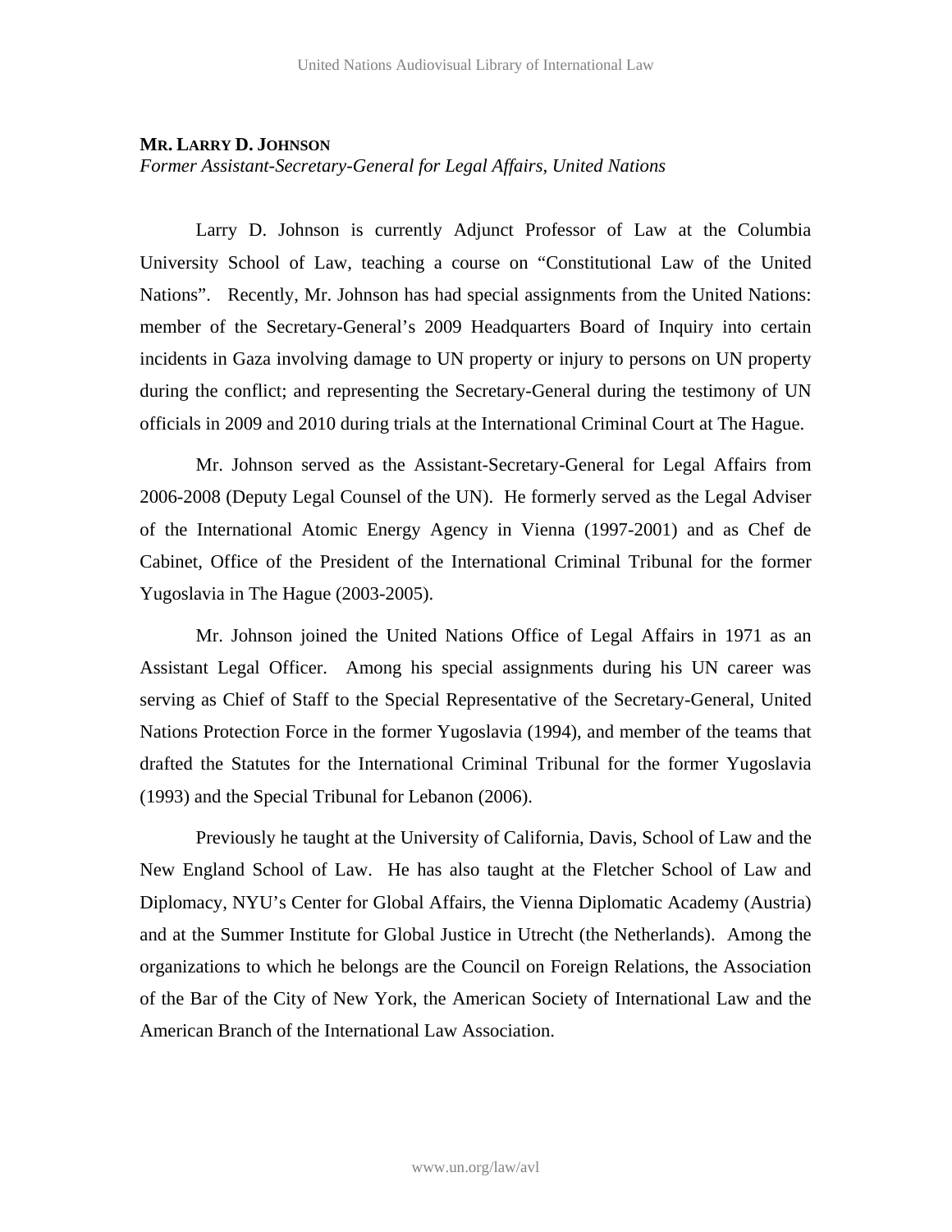**MR. LARRY D. JOHNSON**

*Former Assistant-Secretary-General for Legal Affairs, United Nations*

Larry D. Johnson is currently Adjunct Professor of Law at the Columbia University School of Law, teaching a course on "Constitutional Law of the United Nations". Recently, Mr. Johnson has had special assignments from the United Nations: member of the Secretary-General's 2009 Headquarters Board of Inquiry into certain incidents in Gaza involving damage to UN property or injury to persons on UN property during the conflict; and representing the Secretary-General during the testimony of UN officials in 2009 and 2010 during trials at the International Criminal Court at The Hague.

Mr. Johnson served as the Assistant-Secretary-General for Legal Affairs from 2006-2008 (Deputy Legal Counsel of the UN). He formerly served as the Legal Adviser of the International Atomic Energy Agency in Vienna (1997-2001) and as Chef de Cabinet, Office of the President of the International Criminal Tribunal for the former Yugoslavia in The Hague (2003-2005).

Mr. Johnson joined the United Nations Office of Legal Affairs in 1971 as an Assistant Legal Officer. Among his special assignments during his UN career was serving as Chief of Staff to the Special Representative of the Secretary-General, United Nations Protection Force in the former Yugoslavia (1994), and member of the teams that drafted the Statutes for the International Criminal Tribunal for the former Yugoslavia (1993) and the Special Tribunal for Lebanon (2006).

Previously he taught at the University of California, Davis, School of Law and the New England School of Law. He has also taught at the Fletcher School of Law and Diplomacy, NYU's Center for Global Affairs, the Vienna Diplomatic Academy (Austria) and at the Summer Institute for Global Justice in Utrecht (the Netherlands). Among the organizations to which he belongs are the Council on Foreign Relations, the Association of the Bar of the City of New York, the American Society of International Law and the American Branch of the International Law Association.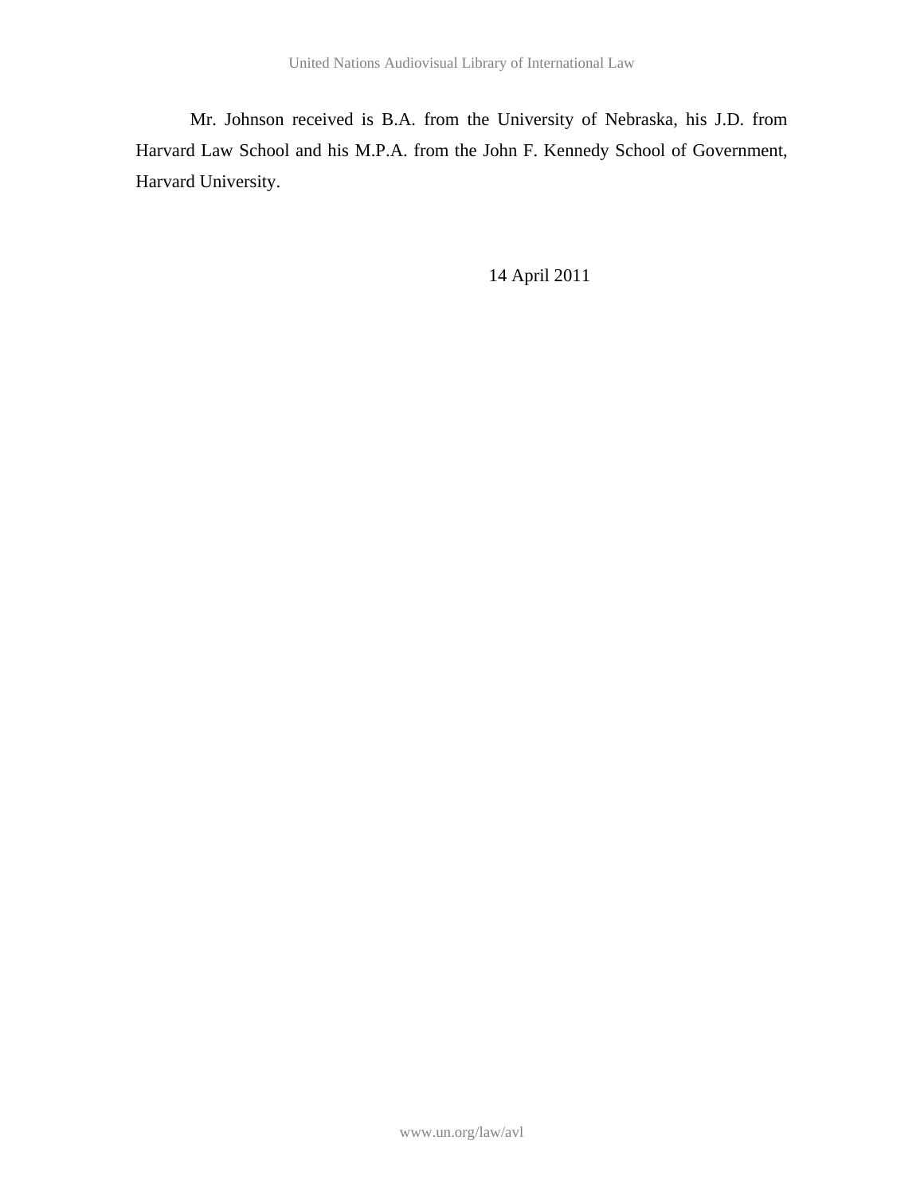Mr. Johnson received is B.A. from the University of Nebraska, his J.D. from Harvard Law School and his M.P.A. from the John F. Kennedy School of Government, Harvard University.

14 April 2011